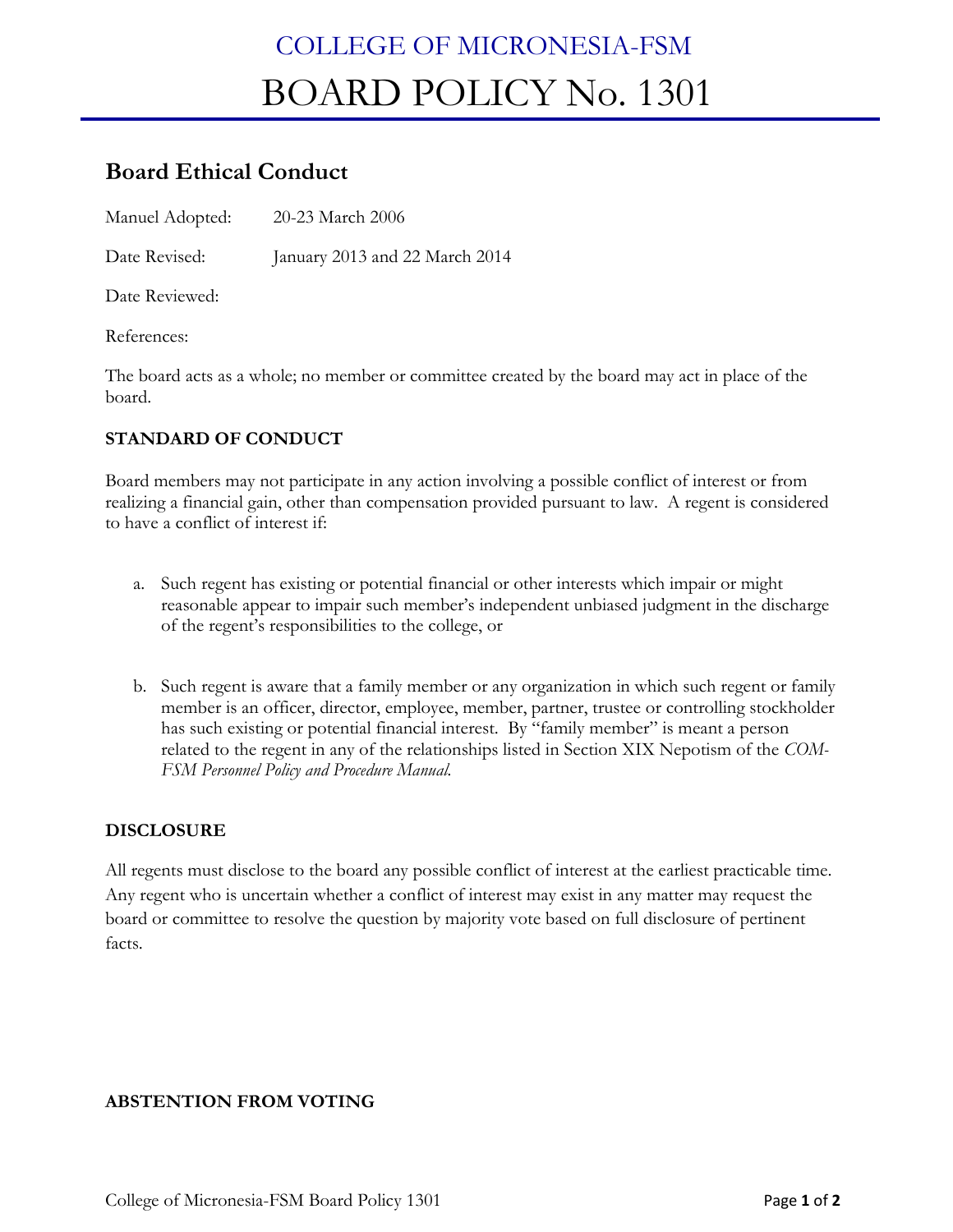# COLLEGE OF MICRONESIA-FSM

# BOARD POLICY No. 1301

## Board Ethical Conduct

Manuel Adopted: 20-23 March 2006

Date Revised: January 2013 and 22 March 2014

Date Reviewed:

References:

The board acts as a whole; no member or committee created by the board may act in place of the board.

### STANDARD OF CONDUCT

Board members may not participate in any action involving a possible conflict of interest or from realizing a financial gain, other than compensation provided pursuant to law. A regent is considered to have a conflict of interest if:

a. Such regent has existing or potential financial or other interests which impair or might reasonable appear to impair such member's independent unbiased judgment in the discharge of the regent's responsibilities to the college, or

b. Such regent is aware that a family member or any organization in which such regent or family member is an officer, director, employee, member, partner, trustee or controlling stockholder has such existing or potential financial interest. By "family member" is meant a person related to the regent in any of the relationships listed in Section XIX Nepotism of the *COM-FSM Personnel Policy and Procedure Manual*.

### DISCLOSURE

All regents must disclose to the board any possible conflict of interest at the earliest practicable time. Any regent who is uncertain whether a conflict of interest may exist in any matter may request the board or committee to resolve the question by majority vote based on full disclosure of pertinent facts.

### ABSTENTION FROM VOTING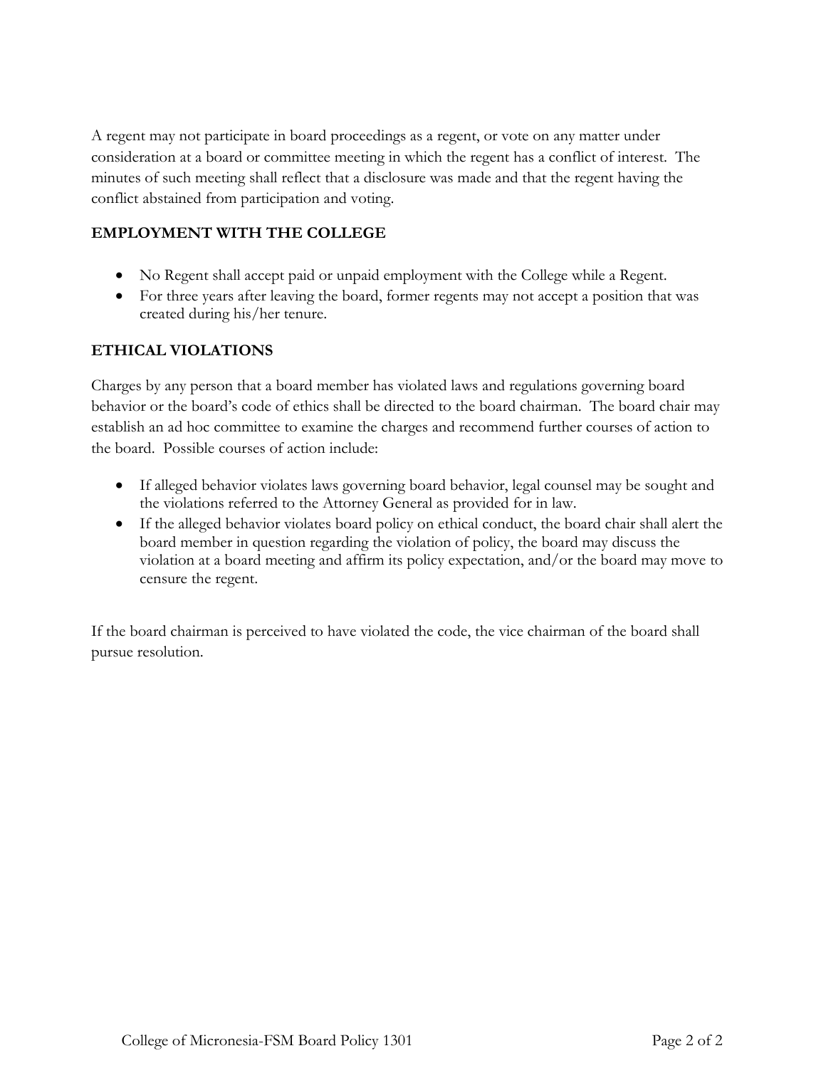A regent may not participate in board proceedings as a regent, or vote on any matter under consideration at a board or committee meeting in which the regent has a conflict of interest. The minutes of such meeting shall reflect that a disclosure was made and that the regent having the conflict abstained from participation and voting.

## EMPLOYMENT WITH THE COLLEGE

- No Regent shall accept paid or unpaid employment with the College while a Regent.
- For three years after leaving the board, former regents may not accept a position that was created during his/her tenure.

## ETHICAL VIOLATIONS

Charges by any person that a board member has violated laws and regulations governing board behavior or the board's code of ethics shall be directed to the board chairman. The board chair may establish an ad hoc committee to examine the charges and recommend further courses of action to the board. Possible courses of action include:

- If alleged behavior violates laws governing board behavior, legal counsel may be sought and the violations referred to the Attorney General as provided for in law.
- If the alleged behavior violates board policy on ethical conduct, the board chair shall alert the board member in question regarding the violation of policy, the board may discuss the violation at a board meeting and affirm its policy expectation, and/or the board may move to censure the regent.

If the board chairman is perceived to have violated the code, the vice chairman of the board shall pursue resolution.